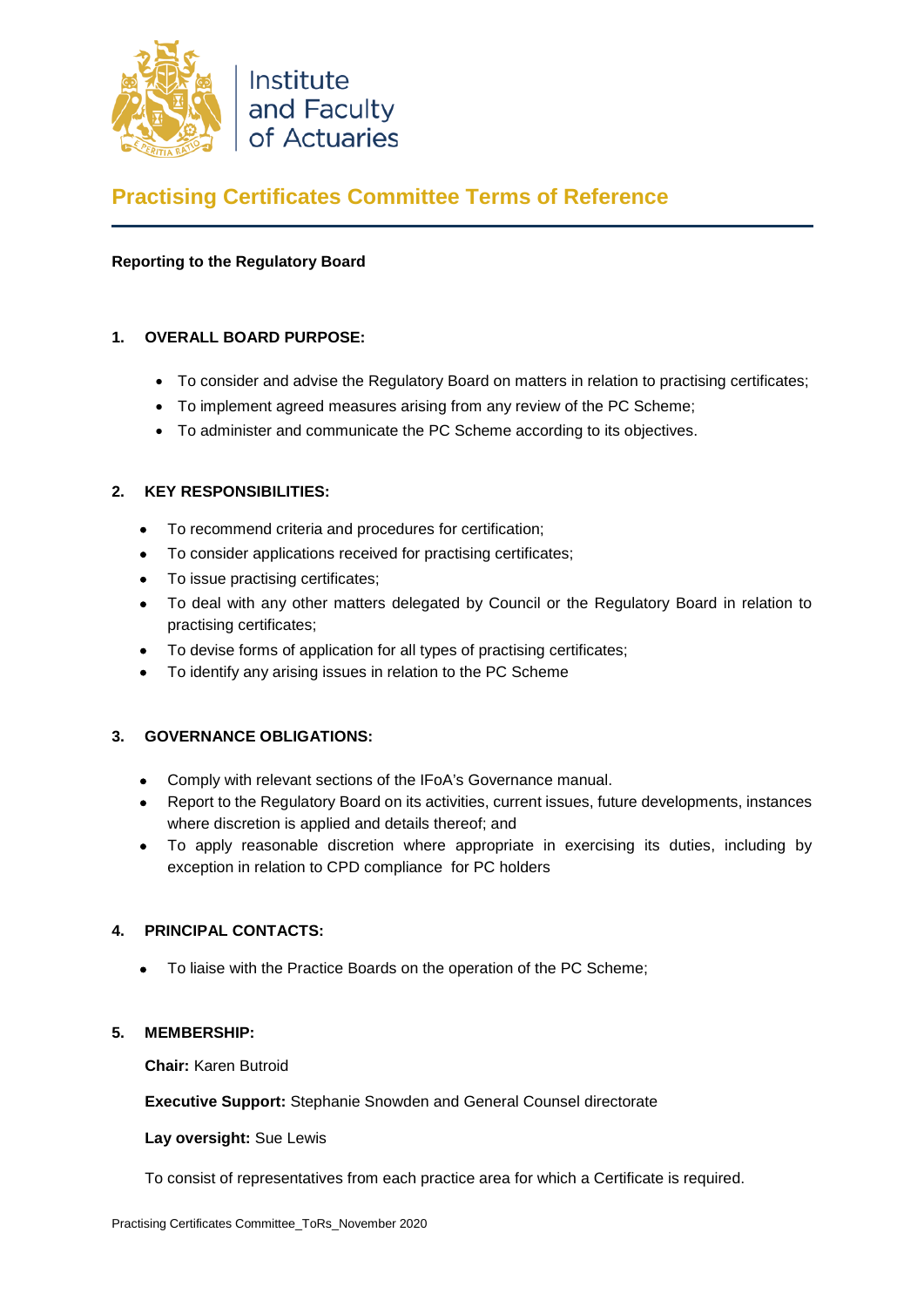Institute and Faculty of Actuaries

# Practising Certificates Committee Terms of Reference

**Reporting to the Regulatory Board**

## 1. OVERALL BOARD PURPOSE:

- To consider and advise the Regulatory Board on matters in relation to practising certificates;
- To implement agreed measures arising from any review of the PC Scheme;
- To administer and communicate the PC Scheme according to its objectives.

## 2. KEY RESPONSIBILITIES:

- To recommend criteria and procedures for certification;
- To consider applications received for practising certificates;
- To issue practising certificates;
- To deal with any other matters delegated by Council or the Regulatory Board in relation to practising certificates;
- To devise forms of application for all types of practising certificates;
- To identify any arising issues in relation to the PC Scheme

## 3. GOVERNANCE OBLIGATIONS:

- Comply with relevant sections of the IFoA's Governance manual.
- Report to the Regulatory Board on its activities, current issues, future developments, instances where discretion is applied and details thereof; and
- To apply reasonable discretion where appropriate in exercising its duties, including by exception in relation to CPD compliance for PC holders

## 4. PRINCIPAL CONTACTS:

- To liaise with the Practice Boards on the operation of the PC Scheme;

## 5. MEMBERSHIP:

**Chair:** Karen Butroid

**Executive Support:** Stephanie Snowden and General Counsel directorate

**Lay oversight:** Sue Lewis

To consist of representatives from each practice area for which a Certificate is required.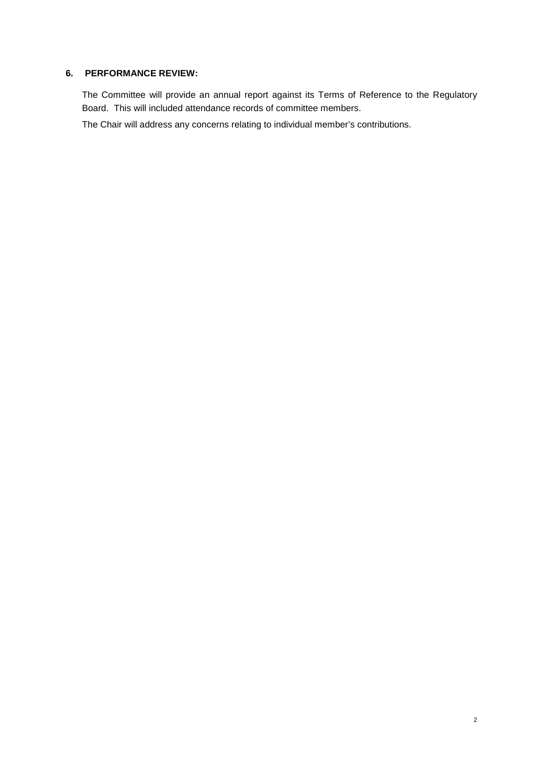## 6. PERFORMANCE REVIEW:

The Committee will provide an annual report against its Terms of Reference to the Regulatory Board. This will included attendance records of committee members.

The Chair will address any concerns relating to individual member's contributions.